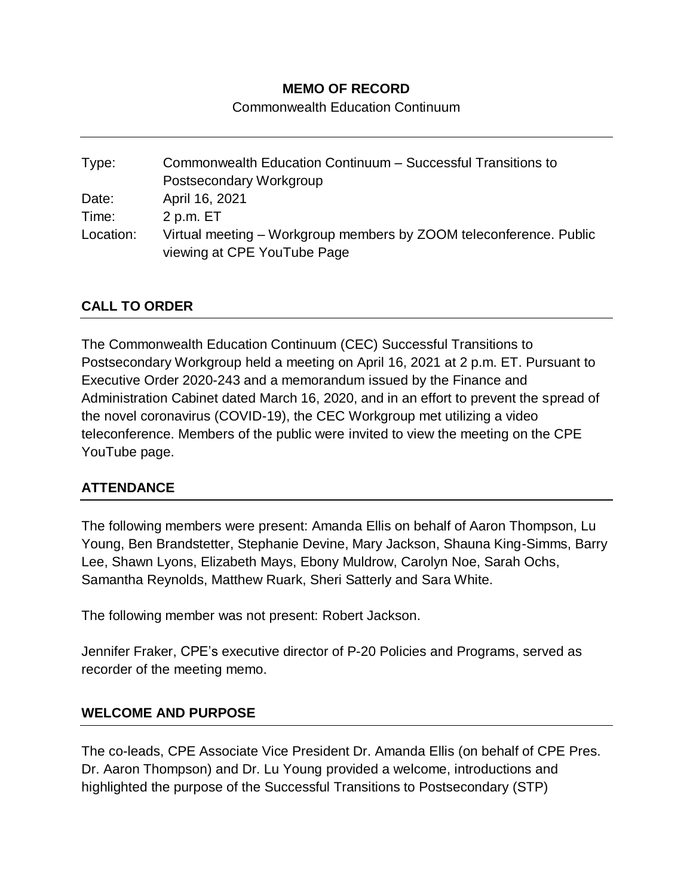**MEMO OF RECORD**

Commonwealth Education Continuum

| | |
|---|---|
| Type: | Commonwealth Education Continuum – Successful Transitions to Postsecondary Workgroup |
| Date: | April 16, 2021 |
| Time: | 2 p.m. ET |
| Location: | Virtual meeting – Workgroup members by ZOOM teleconference. Public viewing at CPE YouTube Page |

## CALL TO ORDER

The Commonwealth Education Continuum (CEC) Successful Transitions to Postsecondary Workgroup held a meeting on April 16, 2021 at 2 p.m. ET. Pursuant to Executive Order 2020-243 and a memorandum issued by the Finance and Administration Cabinet dated March 16, 2020, and in an effort to prevent the spread of the novel coronavirus (COVID-19), the CEC Workgroup met utilizing a video teleconference. Members of the public were invited to view the meeting on the CPE YouTube page.

## ATTENDANCE

The following members were present: Amanda Ellis on behalf of Aaron Thompson, Lu Young, Ben Brandstetter, Stephanie Devine, Mary Jackson, Shauna King-Simms, Barry Lee, Shawn Lyons, Elizabeth Mays, Ebony Muldrow, Carolyn Noe, Sarah Ochs, Samantha Reynolds, Matthew Ruark, Sheri Satterly and Sara White.

The following member was not present: Robert Jackson.

Jennifer Fraker, CPE's executive director of P-20 Policies and Programs, served as recorder of the meeting memo.

## WELCOME AND PURPOSE

The co-leads, CPE Associate Vice President Dr. Amanda Ellis (on behalf of CPE Pres. Dr. Aaron Thompson) and Dr. Lu Young provided a welcome, introductions and highlighted the purpose of the Successful Transitions to Postsecondary (STP)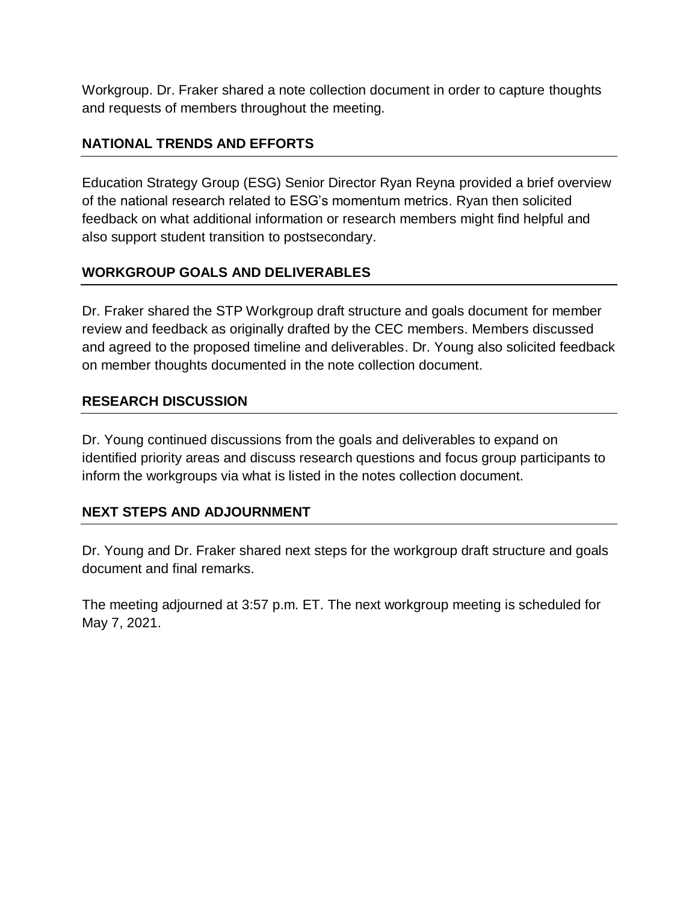Workgroup. Dr. Fraker shared a note collection document in order to capture thoughts and requests of members throughout the meeting.

## NATIONAL TRENDS AND EFFORTS

Education Strategy Group (ESG) Senior Director Ryan Reyna provided a brief overview of the national research related to ESG's momentum metrics. Ryan then solicited feedback on what additional information or research members might find helpful and also support student transition to postsecondary.

## WORKGROUP GOALS AND DELIVERABLES

Dr. Fraker shared the STP Workgroup draft structure and goals document for member review and feedback as originally drafted by the CEC members. Members discussed and agreed to the proposed timeline and deliverables. Dr. Young also solicited feedback on member thoughts documented in the note collection document.

## RESEARCH DISCUSSION

Dr. Young continued discussions from the goals and deliverables to expand on identified priority areas and discuss research questions and focus group participants to inform the workgroups via what is listed in the notes collection document.

## NEXT STEPS AND ADJOURNMENT

Dr. Young and Dr. Fraker shared next steps for the workgroup draft structure and goals document and final remarks.

The meeting adjourned at 3:57 p.m. ET. The next workgroup meeting is scheduled for May 7, 2021.